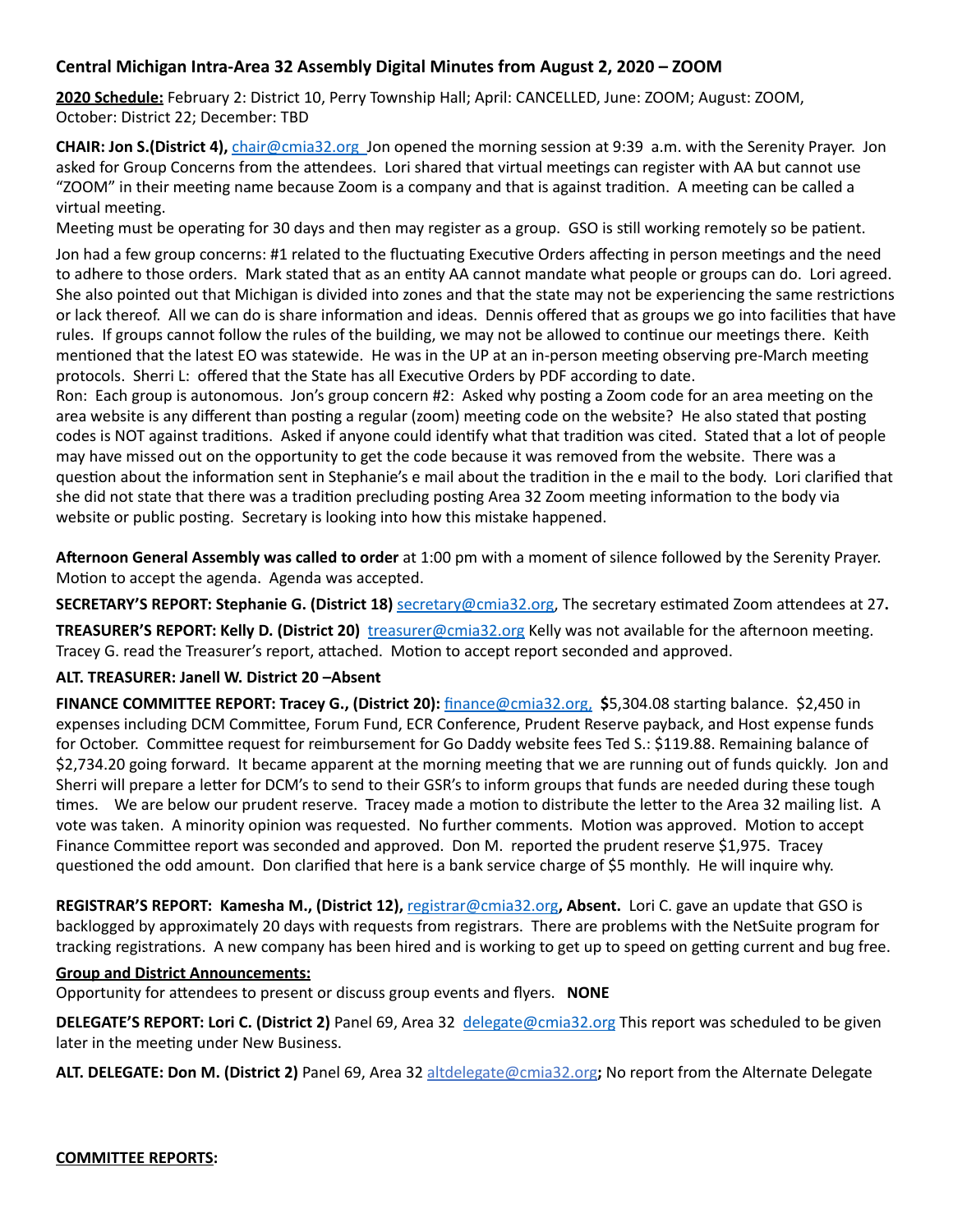## Central Michigan Intra-Area 32 Assembly Digital Minutes from August 2, 2020 – ZOOM

**<u>2020 Schedule:</u>** February 2: District 10, Perry Township Hall; April: CANCELLED, June: ZOOM; August: ZOOM, October: District 22; December: TBD

**CHAIR: Jon S.(District 4),** chair@cmia32.org Jon opened the morning session at 9:39 a.m. with the Serenity Prayer. Jon asked for Group Concerns from the attendees. Lori shared that virtual meetings can register with AA but cannot use "ZOOM" in their meeting name because Zoom is a company and that is against tradition. A meeting can be called a virtual meeting.

Meeting must be operating for 30 days and then may register as a group. GSO is still working remotely so be patient.

Jon had a few group concerns: #1 related to the fluctuating Executive Orders affecting in person meetings and the need to adhere to those orders. Mark stated that as an entity AA cannot mandate what people or groups can do. Lori agreed. She also pointed out that Michigan is divided into zones and that the state may not be experiencing the same restrictions or lack thereof. All we can do is share information and ideas. Dennis offered that as groups we go into facilities that have rules. If groups cannot follow the rules of the building, we may not be allowed to continue our meetings there. Keith mentioned that the latest EO was statewide. He was in the UP at an in-person meeting observing pre-March meeting protocols. Sherri L: offered that the State has all Executive Orders by PDF according to date.

Ron: Each group is autonomous. Jon's group concern #2: Asked why posting a Zoom code for an area meeting on the area website is any different than posting a regular (zoom) meeting code on the website? He also stated that posting codes is NOT against traditions. Asked if anyone could identify what that tradition was cited. Stated that a lot of people may have missed out on the opportunity to get the code because it was removed from the website. There was a question about the information sent in Stephanie's e mail about the tradition in the e mail to the body. Lori clarified that she did not state that there was a tradition precluding posting Area 32 Zoom meeting information to the body via website or public posting. Secretary is looking into how this mistake happened.

**Afternoon General Assembly was called to order** at 1:00 pm with a moment of silence followed by the Serenity Prayer. Motion to accept the agenda. Agenda was accepted.

**SECRETARY'S REPORT: Stephanie G. (District 18)** secretary@cmia32.org, The secretary estimated Zoom attendees at 27**.**

**TREASURER'S REPORT: Kelly D. (District 20)** treasurer@cmia32.org Kelly was not available for the afternoon meeting. Tracey G. read the Treasurer's report, attached. Motion to accept report seconded and approved.

**ALT. TREASURER: Janell W. District 20 –Absent**

**FINANCE COMMITTEE REPORT: Tracey G., (District 20):** finance@cmia32.org, **$**5,304.08 starting balance. $2,450 in expenses including DCM Committee, Forum Fund, ECR Conference, Prudent Reserve payback, and Host expense funds for October. Committee request for reimbursement for Go Daddy website fees Ted S.: $119.88. Remaining balance of $2,734.20 going forward. It became apparent at the morning meeting that we are running out of funds quickly. Jon and Sherri will prepare a letter for DCM's to send to their GSR's to inform groups that funds are needed during these tough times. We are below our prudent reserve. Tracey made a motion to distribute the letter to the Area 32 mailing list. A vote was taken. A minority opinion was requested. No further comments. Motion was approved. Motion to accept Finance Committee report was seconded and approved. Don M. reported the prudent reserve $1,975. Tracey questioned the odd amount. Don clarified that here is a bank service charge of $5 monthly. He will inquire why.

**REGISTRAR'S REPORT: Kamesha M., (District 12),** registrar@cmia32.org**, Absent.** Lori C. gave an update that GSO is backlogged by approximately 20 days with requests from registrars. There are problems with the NetSuite program for tracking registrations. A new company has been hired and is working to get up to speed on getting current and bug free.

**<u>Group and District Announcements:</u>**

Opportunity for attendees to present or discuss group events and flyers. **NONE**

**DELEGATE'S REPORT: Lori C. (District 2)** Panel 69, Area 32 delegate@cmia32.org This report was scheduled to be given later in the meeting under New Business.

**ALT. DELEGATE: Don M. (District 2)** Panel 69, Area 32 altdelegate@cmia32.org**;** No report from the Alternate Delegate

**<u>COMMITTEE REPORTS:</u>**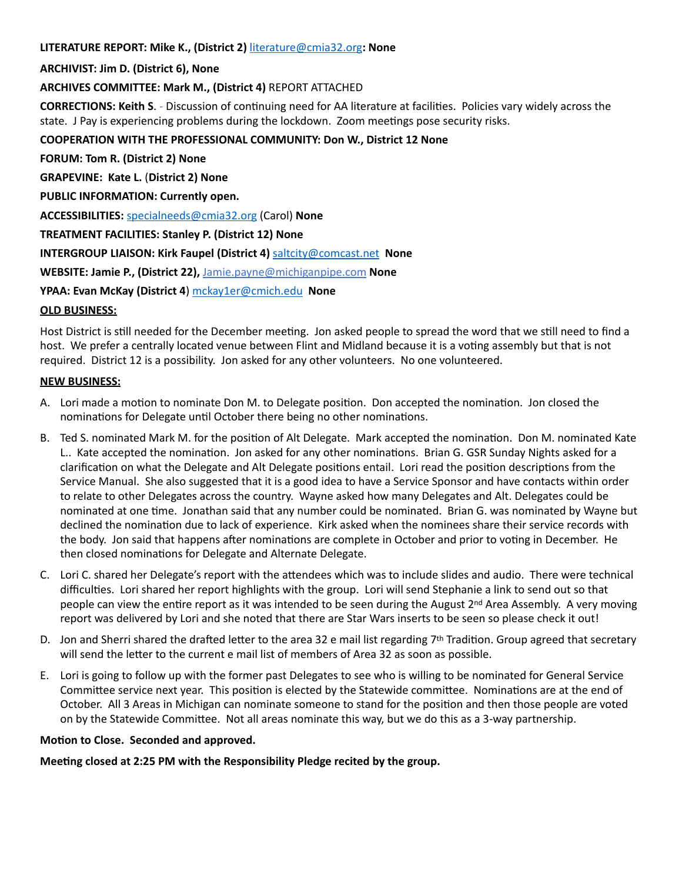**LITERATURE REPORT: Mike K., (District 2)** literature@cmia32.org**: None**

**ARCHIVIST: Jim D. (District 6), None**

**ARCHIVES COMMITTEE: Mark M., (District 4)** REPORT ATTACHED

**CORRECTIONS: Keith S**. - Discussion of continuing need for AA literature at facilities. Policies vary widely across the state. J Pay is experiencing problems during the lockdown. Zoom meetings pose security risks.

**COOPERATION WITH THE PROFESSIONAL COMMUNITY: Don W., District 12 None**

**FORUM: Tom R. (District 2) None**

**GRAPEVINE: Kate L.** (**District 2) None**

**PUBLIC INFORMATION: Currently open.**

**ACCESSIBILITIES:** specialneeds@cmia32.org (Carol) **None**

**TREATMENT FACILITIES: Stanley P. (District 12) None**

**INTERGROUP LIAISON: Kirk Faupel (District 4)** saltcity@comcast.net **None**

**WEBSITE: Jamie P., (District 22),** Jamie.payne@michiganpipe.com **None**

**YPAA: Evan McKay (District 4**) mckay1er@cmich.edu **None**

**OLD BUSINESS:**

Host District is still needed for the December meeting. Jon asked people to spread the word that we still need to find a host. We prefer a centrally located venue between Flint and Midland because it is a voting assembly but that is not required. District 12 is a possibility. Jon asked for any other volunteers. No one volunteered.

**NEW BUSINESS:**

A. Lori made a motion to nominate Don M. to Delegate position. Don accepted the nomination. Jon closed the nominations for Delegate until October there being no other nominations.

B. Ted S. nominated Mark M. for the position of Alt Delegate. Mark accepted the nomination. Don M. nominated Kate L.. Kate accepted the nomination. Jon asked for any other nominations. Brian G. GSR Sunday Nights asked for a clarification on what the Delegate and Alt Delegate positions entail. Lori read the position descriptions from the Service Manual. She also suggested that it is a good idea to have a Service Sponsor and have contacts within order to relate to other Delegates across the country. Wayne asked how many Delegates and Alt. Delegates could be nominated at one time. Jonathan said that any number could be nominated. Brian G. was nominated by Wayne but declined the nomination due to lack of experience. Kirk asked when the nominees share their service records with the body. Jon said that happens after nominations are complete in October and prior to voting in December. He then closed nominations for Delegate and Alternate Delegate.

C. Lori C. shared her Delegate's report with the attendees which was to include slides and audio. There were technical difficulties. Lori shared her report highlights with the group. Lori will send Stephanie a link to send out so that people can view the entire report as it was intended to be seen during the August 2nd Area Assembly. A very moving report was delivered by Lori and she noted that there are Star Wars inserts to be seen so please check it out!

D. Jon and Sherri shared the drafted letter to the area 32 e mail list regarding 7th Tradition. Group agreed that secretary will send the letter to the current e mail list of members of Area 32 as soon as possible.

E. Lori is going to follow up with the former past Delegates to see who is willing to be nominated for General Service Committee service next year. This position is elected by the Statewide committee. Nominations are at the end of October. All 3 Areas in Michigan can nominate someone to stand for the position and then those people are voted on by the Statewide Committee. Not all areas nominate this way, but we do this as a 3-way partnership.

**Motion to Close. Seconded and approved.**

**Meeting closed at 2:25 PM with the Responsibility Pledge recited by the group.**